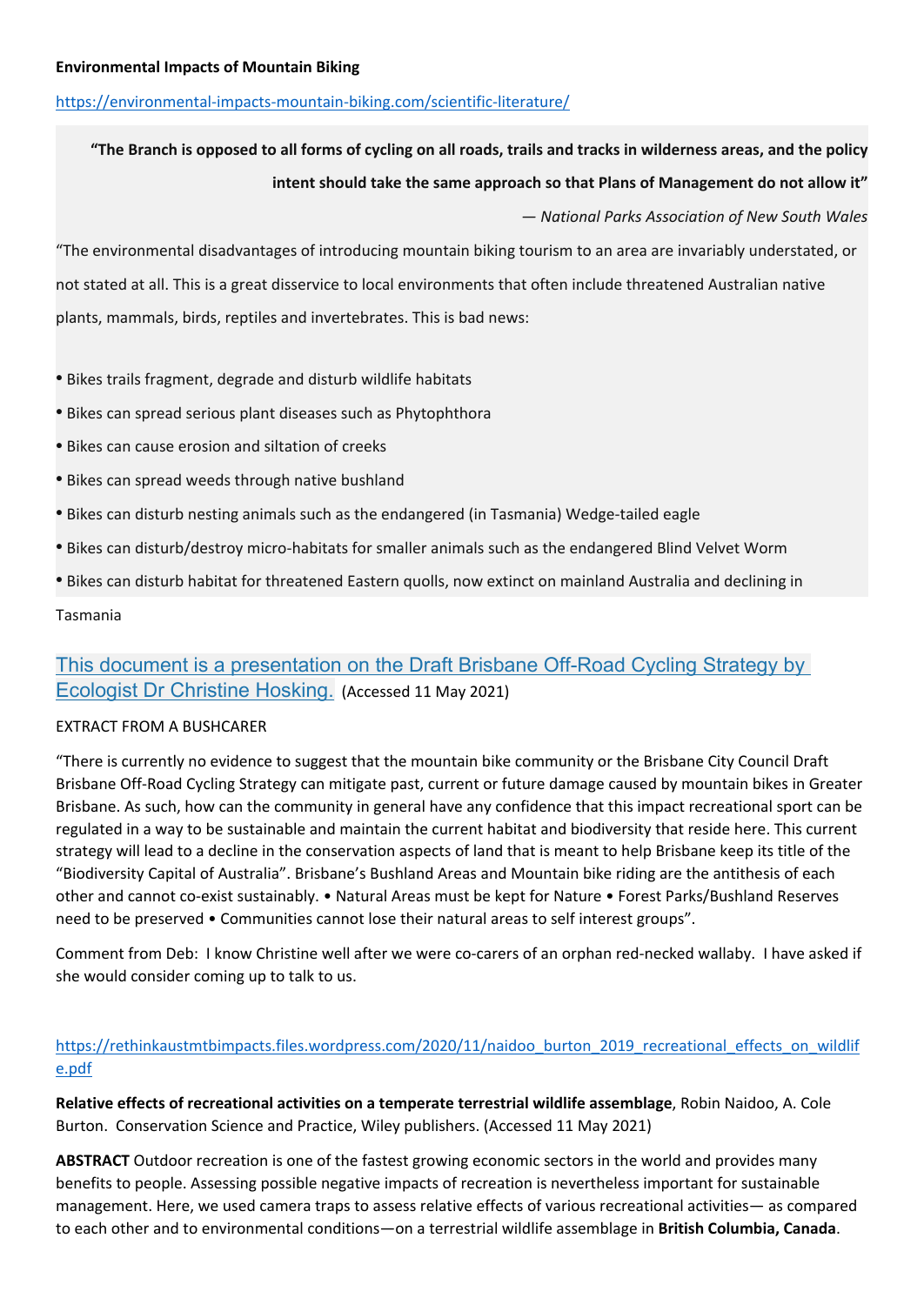**Environmental Impacts of Mountain Biking**

https://environmental-impacts-mountain-biking.com/scientific-literature/

> **"The Branch is opposed to all forms of cycling on all roads, trails and tracks in wilderness areas, and the policy intent should take the same approach so that Plans of Management do not allow it"**
>
> — *National Parks Association of New South Wales*

"The environmental disadvantages of introducing mountain biking tourism to an area are invariably understated, or not stated at all. This is a great disservice to local environments that often include threatened Australian native plants, mammals, birds, reptiles and invertebrates. This is bad news:

- Bikes trails fragment, degrade and disturb wildlife habitats
- Bikes can spread serious plant diseases such as Phytophthora
- Bikes can cause erosion and siltation of creeks
- Bikes can spread weeds through native bushland
- Bikes can disturb nesting animals such as the endangered (in Tasmania) Wedge-tailed eagle
- Bikes can disturb/destroy micro-habitats for smaller animals such as the endangered Blind Velvet Worm
- Bikes can disturb habitat for threatened Eastern quolls, now extinct on mainland Australia and declining in Tasmania

This document is a presentation on the Draft Brisbane Off-Road Cycling Strategy by Ecologist Dr Christine Hosking. (Accessed 11 May 2021)

EXTRACT FROM A BUSHCARER

"There is currently no evidence to suggest that the mountain bike community or the Brisbane City Council Draft Brisbane Off-Road Cycling Strategy can mitigate past, current or future damage caused by mountain bikes in Greater Brisbane. As such, how can the community in general have any confidence that this impact recreational sport can be regulated in a way to be sustainable and maintain the current habitat and biodiversity that reside here. This current strategy will lead to a decline in the conservation aspects of land that is meant to help Brisbane keep its title of the "Biodiversity Capital of Australia". Brisbane's Bushland Areas and Mountain bike riding are the antithesis of each other and cannot co-exist sustainably. • Natural Areas must be kept for Nature • Forest Parks/Bushland Reserves need to be preserved • Communities cannot lose their natural areas to self interest groups".

Comment from Deb: I know Christine well after we were co-carers of an orphan red-necked wallaby. I have asked if she would consider coming up to talk to us.

https://rethinkaustmtbimpacts.files.wordpress.com/2020/11/naidoo_burton_2019_recreational_effects_on_wildlife.pdf

**Relative effects of recreational activities on a temperate terrestrial wildlife assemblage**, Robin Naidoo, A. Cole Burton. Conservation Science and Practice, Wiley publishers. (Accessed 11 May 2021)

**ABSTRACT** Outdoor recreation is one of the fastest growing economic sectors in the world and provides many benefits to people. Assessing possible negative impacts of recreation is nevertheless important for sustainable management. Here, we used camera traps to assess relative effects of various recreational activities— as compared to each other and to environmental conditions—on a terrestrial wildlife assemblage in **British Columbia, Canada**.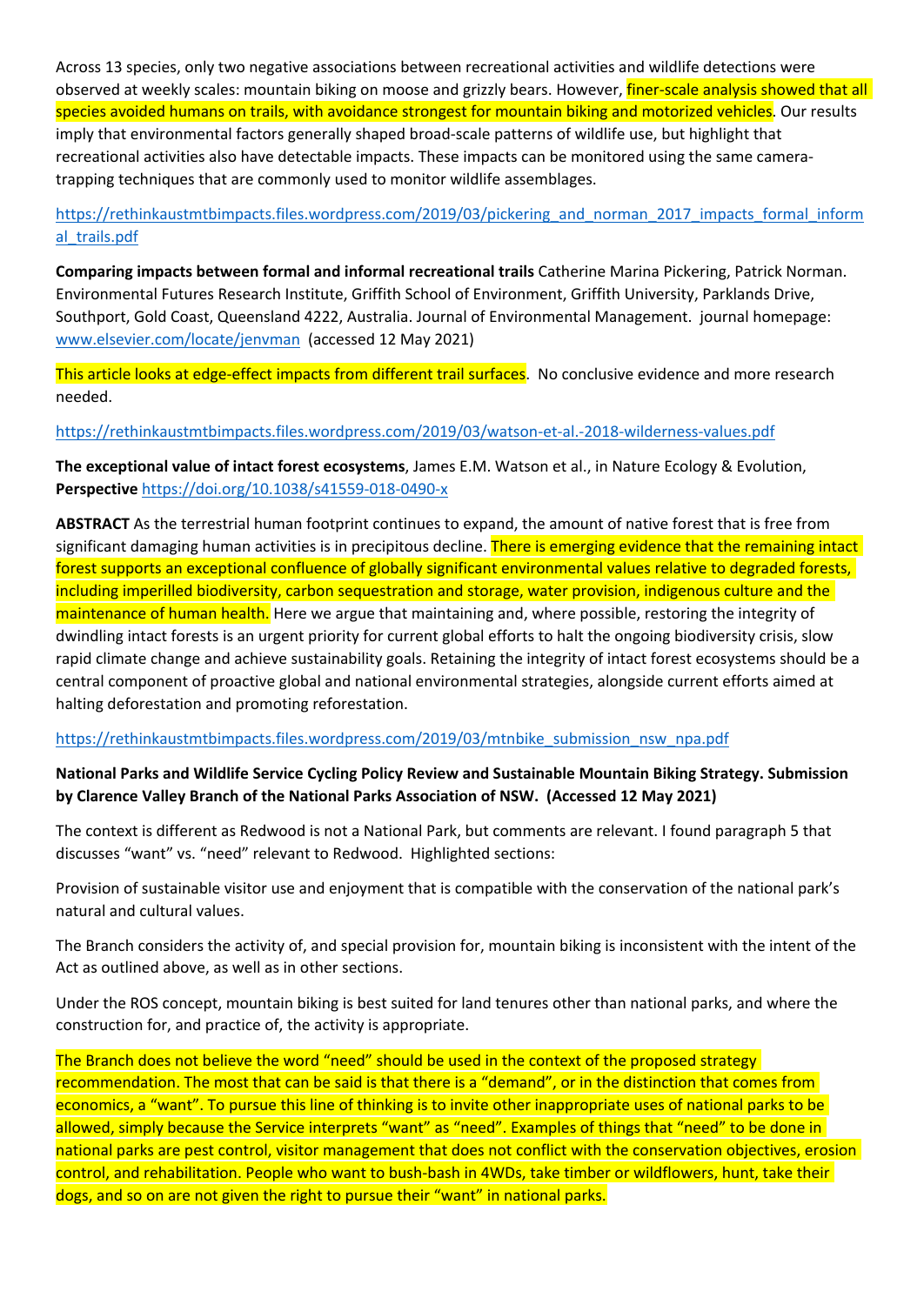Across 13 species, only two negative associations between recreational activities and wildlife detections were observed at weekly scales: mountain biking on moose and grizzly bears. However, finer-scale analysis showed that all species avoided humans on trails, with avoidance strongest for mountain biking and motorized vehicles. Our results imply that environmental factors generally shaped broad-scale patterns of wildlife use, but highlight that recreational activities also have detectable impacts. These impacts can be monitored using the same camera-trapping techniques that are commonly used to monitor wildlife assemblages.

https://rethinkaustmtbimpacts.files.wordpress.com/2019/03/pickering_and_norman_2017_impacts_formal_informal_trails.pdf

**Comparing impacts between formal and informal recreational trails** Catherine Marina Pickering, Patrick Norman. Environmental Futures Research Institute, Griffith School of Environment, Griffith University, Parklands Drive, Southport, Gold Coast, Queensland 4222, Australia. Journal of Environmental Management. journal homepage: www.elsevier.com/locate/jenvman (accessed 12 May 2021)

This article looks at edge-effect impacts from different trail surfaces. No conclusive evidence and more research needed.

https://rethinkaustmtbimpacts.files.wordpress.com/2019/03/watson-et-al.-2018-wilderness-values.pdf

**The exceptional value of intact forest ecosystems**, James E.M. Watson et al., in Nature Ecology & Evolution, **Perspective** https://doi.org/10.1038/s41559-018-0490-x

**ABSTRACT** As the terrestrial human footprint continues to expand, the amount of native forest that is free from significant damaging human activities is in precipitous decline. There is emerging evidence that the remaining intact forest supports an exceptional confluence of globally significant environmental values relative to degraded forests, including imperilled biodiversity, carbon sequestration and storage, water provision, indigenous culture and the maintenance of human health. Here we argue that maintaining and, where possible, restoring the integrity of dwindling intact forests is an urgent priority for current global efforts to halt the ongoing biodiversity crisis, slow rapid climate change and achieve sustainability goals. Retaining the integrity of intact forest ecosystems should be a central component of proactive global and national environmental strategies, alongside current efforts aimed at halting deforestation and promoting reforestation.

https://rethinkaustmtbimpacts.files.wordpress.com/2019/03/mtnbike_submission_nsw_npa.pdf

**National Parks and Wildlife Service Cycling Policy Review and Sustainable Mountain Biking Strategy. Submission by Clarence Valley Branch of the National Parks Association of NSW. (Accessed 12 May 2021)**

The context is different as Redwood is not a National Park, but comments are relevant. I found paragraph 5 that discusses "want" vs. "need" relevant to Redwood. Highlighted sections:

Provision of sustainable visitor use and enjoyment that is compatible with the conservation of the national park's natural and cultural values.

The Branch considers the activity of, and special provision for, mountain biking is inconsistent with the intent of the Act as outlined above, as well as in other sections.

Under the ROS concept, mountain biking is best suited for land tenures other than national parks, and where the construction for, and practice of, the activity is appropriate.

The Branch does not believe the word "need" should be used in the context of the proposed strategy recommendation. The most that can be said is that there is a "demand", or in the distinction that comes from economics, a "want". To pursue this line of thinking is to invite other inappropriate uses of national parks to be allowed, simply because the Service interprets "want" as "need". Examples of things that "need" to be done in national parks are pest control, visitor management that does not conflict with the conservation objectives, erosion control, and rehabilitation. People who want to bush-bash in 4WDs, take timber or wildflowers, hunt, take their dogs, and so on are not given the right to pursue their "want" in national parks.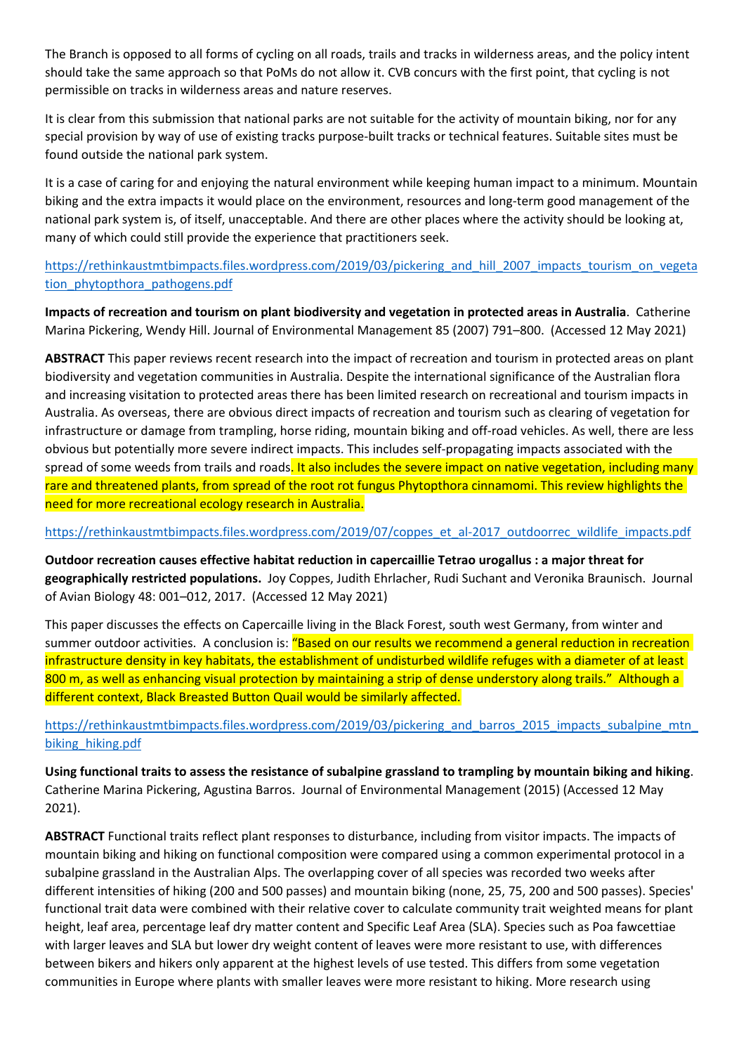The Branch is opposed to all forms of cycling on all roads, trails and tracks in wilderness areas, and the policy intent should take the same approach so that PoMs do not allow it. CVB concurs with the first point, that cycling is not permissible on tracks in wilderness areas and nature reserves.

It is clear from this submission that national parks are not suitable for the activity of mountain biking, nor for any special provision by way of use of existing tracks purpose-built tracks or technical features. Suitable sites must be found outside the national park system.

It is a case of caring for and enjoying the natural environment while keeping human impact to a minimum. Mountain biking and the extra impacts it would place on the environment, resources and long-term good management of the national park system is, of itself, unacceptable. And there are other places where the activity should be looking at, many of which could still provide the experience that practitioners seek.

https://rethinkaustmtbimpacts.files.wordpress.com/2019/03/pickering_and_hill_2007_impacts_tourism_on_vegetation_phytopthora_pathogens.pdf

**Impacts of recreation and tourism on plant biodiversity and vegetation in protected areas in Australia**. Catherine Marina Pickering, Wendy Hill. Journal of Environmental Management 85 (2007) 791–800. (Accessed 12 May 2021)

**ABSTRACT** This paper reviews recent research into the impact of recreation and tourism in protected areas on plant biodiversity and vegetation communities in Australia. Despite the international significance of the Australian flora and increasing visitation to protected areas there has been limited research on recreational and tourism impacts in Australia. As overseas, there are obvious direct impacts of recreation and tourism such as clearing of vegetation for infrastructure or damage from trampling, horse riding, mountain biking and off-road vehicles. As well, there are less obvious but potentially more severe indirect impacts. This includes self-propagating impacts associated with the spread of some weeds from trails and roads. It also includes the severe impact on native vegetation, including many rare and threatened plants, from spread of the root rot fungus Phytopthora cinnamomi. This review highlights the need for more recreational ecology research in Australia.

https://rethinkaustmtbimpacts.files.wordpress.com/2019/07/coppes_et_al-2017_outdoorrec_wildlife_impacts.pdf

**Outdoor recreation causes effective habitat reduction in capercaillie Tetrao urogallus : a major threat for geographically restricted populations.** Joy Coppes, Judith Ehrlacher, Rudi Suchant and Veronika Braunisch. Journal of Avian Biology 48: 001–012, 2017. (Accessed 12 May 2021)

This paper discusses the effects on Capercaille living in the Black Forest, south west Germany, from winter and summer outdoor activities. A conclusion is: "Based on our results we recommend a general reduction in recreation infrastructure density in key habitats, the establishment of undisturbed wildlife refuges with a diameter of at least 800 m, as well as enhancing visual protection by maintaining a strip of dense understory along trails." Although a different context, Black Breasted Button Quail would be similarly affected.

https://rethinkaustmtbimpacts.files.wordpress.com/2019/03/pickering_and_barros_2015_impacts_subalpine_mtn_biking_hiking.pdf

**Using functional traits to assess the resistance of subalpine grassland to trampling by mountain biking and hiking**. Catherine Marina Pickering, Agustina Barros. Journal of Environmental Management (2015) (Accessed 12 May 2021).

**ABSTRACT** Functional traits reflect plant responses to disturbance, including from visitor impacts. The impacts of mountain biking and hiking on functional composition were compared using a common experimental protocol in a subalpine grassland in the Australian Alps. The overlapping cover of all species was recorded two weeks after different intensities of hiking (200 and 500 passes) and mountain biking (none, 25, 75, 200 and 500 passes). Species' functional trait data were combined with their relative cover to calculate community trait weighted means for plant height, leaf area, percentage leaf dry matter content and Specific Leaf Area (SLA). Species such as Poa fawcettiae with larger leaves and SLA but lower dry weight content of leaves were more resistant to use, with differences between bikers and hikers only apparent at the highest levels of use tested. This differs from some vegetation communities in Europe where plants with smaller leaves were more resistant to hiking. More research using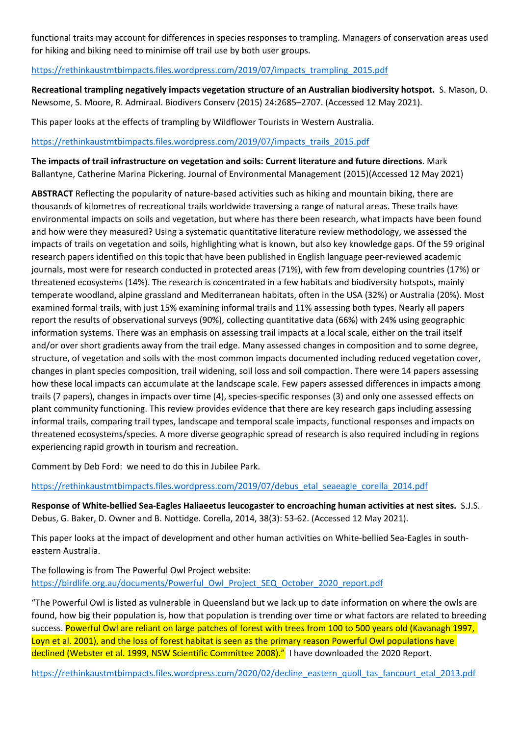functional traits may account for differences in species responses to trampling. Managers of conservation areas used for hiking and biking need to minimise off trail use by both user groups.

https://rethinkaustmtbimpacts.files.wordpress.com/2019/07/impacts_trampling_2015.pdf

**Recreational trampling negatively impacts vegetation structure of an Australian biodiversity hotspot.** S. Mason, D. Newsome, S. Moore, R. Admiraal. Biodivers Conserv (2015) 24:2685–2707. (Accessed 12 May 2021).

This paper looks at the effects of trampling by Wildflower Tourists in Western Australia.

https://rethinkaustmtbimpacts.files.wordpress.com/2019/07/impacts_trails_2015.pdf

**The impacts of trail infrastructure on vegetation and soils: Current literature and future directions**. Mark Ballantyne, Catherine Marina Pickering. Journal of Environmental Management (2015)(Accessed 12 May 2021)

**ABSTRACT** Reflecting the popularity of nature-based activities such as hiking and mountain biking, there are thousands of kilometres of recreational trails worldwide traversing a range of natural areas. These trails have environmental impacts on soils and vegetation, but where has there been research, what impacts have been found and how were they measured? Using a systematic quantitative literature review methodology, we assessed the impacts of trails on vegetation and soils, highlighting what is known, but also key knowledge gaps. Of the 59 original research papers identified on this topic that have been published in English language peer-reviewed academic journals, most were for research conducted in protected areas (71%), with few from developing countries (17%) or threatened ecosystems (14%). The research is concentrated in a few habitats and biodiversity hotspots, mainly temperate woodland, alpine grassland and Mediterranean habitats, often in the USA (32%) or Australia (20%). Most examined formal trails, with just 15% examining informal trails and 11% assessing both types. Nearly all papers report the results of observational surveys (90%), collecting quantitative data (66%) with 24% using geographic information systems. There was an emphasis on assessing trail impacts at a local scale, either on the trail itself and/or over short gradients away from the trail edge. Many assessed changes in composition and to some degree, structure, of vegetation and soils with the most common impacts documented including reduced vegetation cover, changes in plant species composition, trail widening, soil loss and soil compaction. There were 14 papers assessing how these local impacts can accumulate at the landscape scale. Few papers assessed differences in impacts among trails (7 papers), changes in impacts over time (4), species-specific responses (3) and only one assessed effects on plant community functioning. This review provides evidence that there are key research gaps including assessing informal trails, comparing trail types, landscape and temporal scale impacts, functional responses and impacts on threatened ecosystems/species. A more diverse geographic spread of research is also required including in regions experiencing rapid growth in tourism and recreation.

Comment by Deb Ford: we need to do this in Jubilee Park.

https://rethinkaustmtbimpacts.files.wordpress.com/2019/07/debus_etal_seaeagle_corella_2014.pdf

**Response of White-bellied Sea-Eagles Haliaeetus leucogaster to encroaching human activities at nest sites.** S.J.S. Debus, G. Baker, D. Owner and B. Nottidge. Corella, 2014, 38(3): 53-62. (Accessed 12 May 2021).

This paper looks at the impact of development and other human activities on White-bellied Sea-Eagles in south-eastern Australia.

The following is from The Powerful Owl Project website:
https://birdlife.org.au/documents/Powerful_Owl_Project_SEQ_October_2020_report.pdf

"The Powerful Owl is listed as vulnerable in Queensland but we lack up to date information on where the owls are found, how big their population is, how that population is trending over time or what factors are related to breeding success. Powerful Owl are reliant on large patches of forest with trees from 100 to 500 years old (Kavanagh 1997, Loyn et al. 2001), and the loss of forest habitat is seen as the primary reason Powerful Owl populations have declined (Webster et al. 1999, NSW Scientific Committee 2008)." I have downloaded the 2020 Report.

https://rethinkaustmtbimpacts.files.wordpress.com/2020/02/decline_eastern_quoll_tas_fancourt_etal_2013.pdf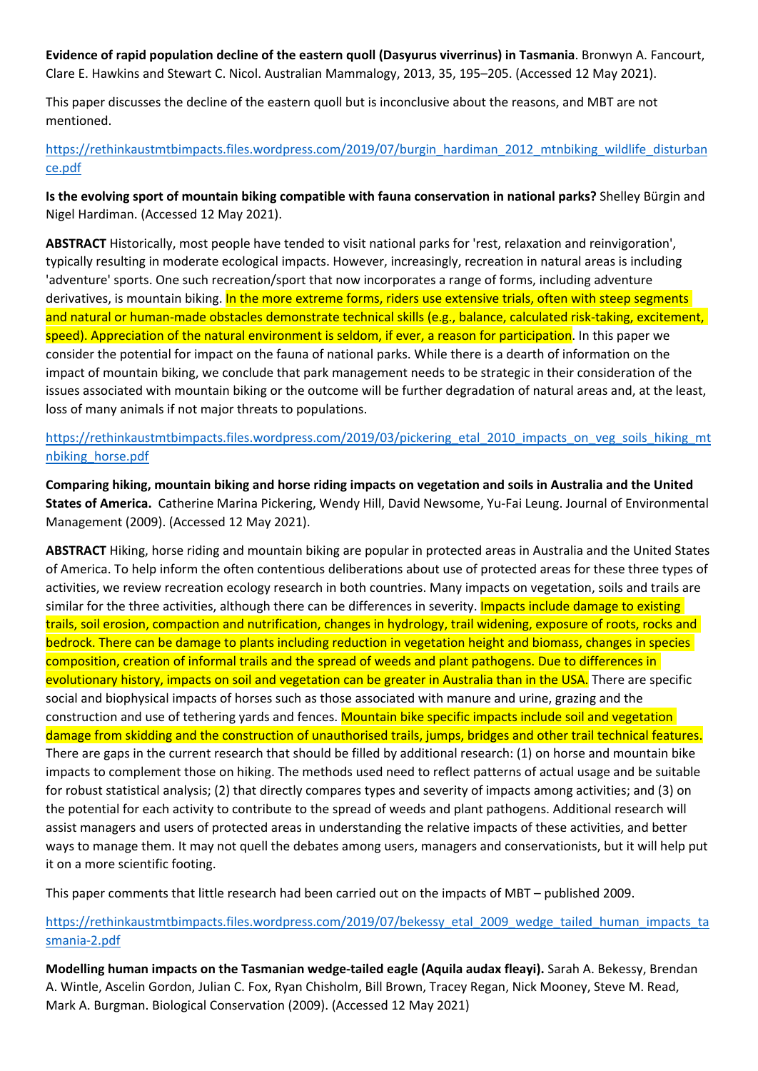**Evidence of rapid population decline of the eastern quoll (Dasyurus viverrinus) in Tasmania**. Bronwyn A. Fancourt, Clare E. Hawkins and Stewart C. Nicol. Australian Mammalogy, 2013, 35, 195–205. (Accessed 12 May 2021).

This paper discusses the decline of the eastern quoll but is inconclusive about the reasons, and MBT are not mentioned.

https://rethinkaustmtbimpacts.files.wordpress.com/2019/07/burgin_hardiman_2012_mtnbiking_wildlife_disturbance.pdf

**Is the evolving sport of mountain biking compatible with fauna conservation in national parks?** Shelley Bürgin and Nigel Hardiman. (Accessed 12 May 2021).

**ABSTRACT** Historically, most people have tended to visit national parks for 'rest, relaxation and reinvigoration', typically resulting in moderate ecological impacts. However, increasingly, recreation in natural areas is including 'adventure' sports. One such recreation/sport that now incorporates a range of forms, including adventure derivatives, is mountain biking. In the more extreme forms, riders use extensive trials, often with steep segments and natural or human-made obstacles demonstrate technical skills (e.g., balance, calculated risk-taking, excitement, speed). Appreciation of the natural environment is seldom, if ever, a reason for participation. In this paper we consider the potential for impact on the fauna of national parks. While there is a dearth of information on the impact of mountain biking, we conclude that park management needs to be strategic in their consideration of the issues associated with mountain biking or the outcome will be further degradation of natural areas and, at the least, loss of many animals if not major threats to populations.

https://rethinkaustmtbimpacts.files.wordpress.com/2019/03/pickering_etal_2010_impacts_on_veg_soils_hiking_mtnbiking_horse.pdf

**Comparing hiking, mountain biking and horse riding impacts on vegetation and soils in Australia and the United States of America.** Catherine Marina Pickering, Wendy Hill, David Newsome, Yu-Fai Leung. Journal of Environmental Management (2009). (Accessed 12 May 2021).

**ABSTRACT** Hiking, horse riding and mountain biking are popular in protected areas in Australia and the United States of America. To help inform the often contentious deliberations about use of protected areas for these three types of activities, we review recreation ecology research in both countries. Many impacts on vegetation, soils and trails are similar for the three activities, although there can be differences in severity. Impacts include damage to existing trails, soil erosion, compaction and nutrification, changes in hydrology, trail widening, exposure of roots, rocks and bedrock. There can be damage to plants including reduction in vegetation height and biomass, changes in species composition, creation of informal trails and the spread of weeds and plant pathogens. Due to differences in evolutionary history, impacts on soil and vegetation can be greater in Australia than in the USA. There are specific social and biophysical impacts of horses such as those associated with manure and urine, grazing and the construction and use of tethering yards and fences. Mountain bike specific impacts include soil and vegetation damage from skidding and the construction of unauthorised trails, jumps, bridges and other trail technical features. There are gaps in the current research that should be filled by additional research: (1) on horse and mountain bike impacts to complement those on hiking. The methods used need to reflect patterns of actual usage and be suitable for robust statistical analysis; (2) that directly compares types and severity of impacts among activities; and (3) on the potential for each activity to contribute to the spread of weeds and plant pathogens. Additional research will assist managers and users of protected areas in understanding the relative impacts of these activities, and better ways to manage them. It may not quell the debates among users, managers and conservationists, but it will help put it on a more scientific footing.

This paper comments that little research had been carried out on the impacts of MBT – published 2009.

https://rethinkaustmtbimpacts.files.wordpress.com/2019/07/bekessy_etal_2009_wedge_tailed_human_impacts_tasmania-2.pdf

**Modelling human impacts on the Tasmanian wedge-tailed eagle (Aquila audax fleayi).** Sarah A. Bekessy, Brendan A. Wintle, Ascelin Gordon, Julian C. Fox, Ryan Chisholm, Bill Brown, Tracey Regan, Nick Mooney, Steve M. Read, Mark A. Burgman. Biological Conservation (2009). (Accessed 12 May 2021)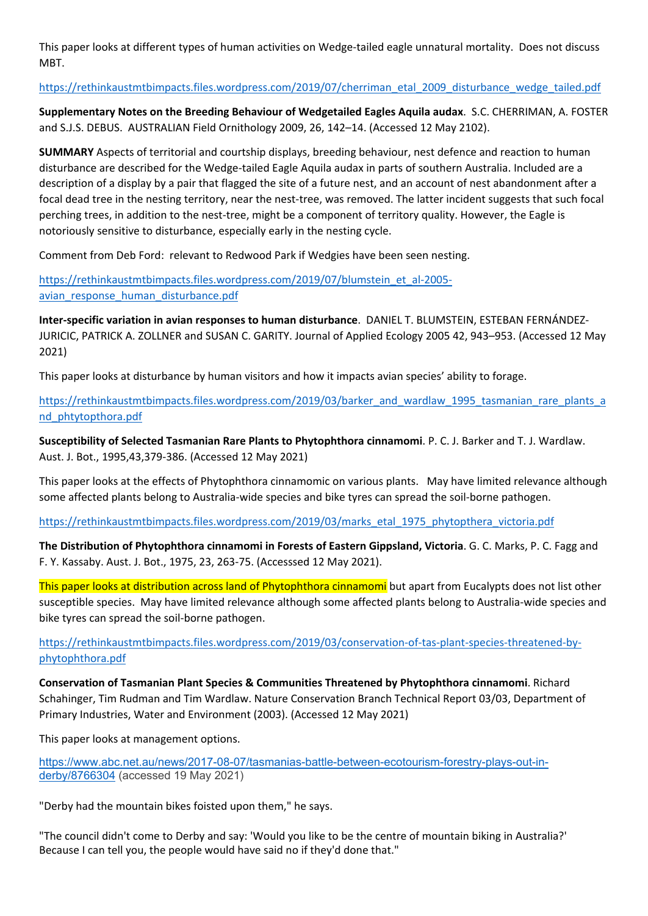This paper looks at different types of human activities on Wedge-tailed eagle unnatural mortality. Does not discuss MBT.

https://rethinkaustmtbimpacts.files.wordpress.com/2019/07/cherriman_etal_2009_disturbance_wedge_tailed.pdf

**Supplementary Notes on the Breeding Behaviour of Wedgetailed Eagles Aquila audax**. S.C. CHERRIMAN, A. FOSTER and S.J.S. DEBUS. AUSTRALIAN Field Ornithology 2009, 26, 142–14. (Accessed 12 May 2102).

**SUMMARY** Aspects of territorial and courtship displays, breeding behaviour, nest defence and reaction to human disturbance are described for the Wedge-tailed Eagle Aquila audax in parts of southern Australia. Included are a description of a display by a pair that flagged the site of a future nest, and an account of nest abandonment after a focal dead tree in the nesting territory, near the nest-tree, was removed. The latter incident suggests that such focal perching trees, in addition to the nest-tree, might be a component of territory quality. However, the Eagle is notoriously sensitive to disturbance, especially early in the nesting cycle.

Comment from Deb Ford: relevant to Redwood Park if Wedgies have been seen nesting.

https://rethinkaustmtbimpacts.files.wordpress.com/2019/07/blumstein_et_al-2005-avian_response_human_disturbance.pdf

**Inter-specific variation in avian responses to human disturbance**. DANIEL T. BLUMSTEIN, ESTEBAN FERNÁNDEZ-JURICIC, PATRICK A. ZOLLNER and SUSAN C. GARITY. Journal of Applied Ecology 2005 42, 943–953. (Accessed 12 May 2021)

This paper looks at disturbance by human visitors and how it impacts avian species' ability to forage.

https://rethinkaustmtbimpacts.files.wordpress.com/2019/03/barker_and_wardlaw_1995_tasmanian_rare_plants_and_phtytopthora.pdf

**Susceptibility of Selected Tasmanian Rare Plants to Phytophthora cinnamomi**. P. C. J. Barker and T. J. Wardlaw. Aust. J. Bot., 1995,43,379-386. (Accessed 12 May 2021)

This paper looks at the effects of Phytophthora cinnamomic on various plants. May have limited relevance although some affected plants belong to Australia-wide species and bike tyres can spread the soil-borne pathogen.

https://rethinkaustmtbimpacts.files.wordpress.com/2019/03/marks_etal_1975_phytopthera_victoria.pdf

**The Distribution of Phytophthora cinnamomi in Forests of Eastern Gippsland, Victoria**. G. C. Marks, P. C. Fagg and F. Y. Kassaby. Aust. J. Bot., 1975, 23, 263-75. (Accesssed 12 May 2021).

This paper looks at distribution across land of Phytophthora cinnamomi but apart from Eucalypts does not list other susceptible species. May have limited relevance although some affected plants belong to Australia-wide species and bike tyres can spread the soil-borne pathogen.

https://rethinkaustmtbimpacts.files.wordpress.com/2019/03/conservation-of-tas-plant-species-threatened-by-phytophthora.pdf

**Conservation of Tasmanian Plant Species & Communities Threatened by Phytophthora cinnamomi**. Richard Schahinger, Tim Rudman and Tim Wardlaw. Nature Conservation Branch Technical Report 03/03, Department of Primary Industries, Water and Environment (2003). (Accessed 12 May 2021)

This paper looks at management options.

https://www.abc.net.au/news/2017-08-07/tasmanias-battle-between-ecotourism-forestry-plays-out-in-derby/8766304 (accessed 19 May 2021)

"Derby had the mountain bikes foisted upon them," he says.

"The council didn't come to Derby and say: 'Would you like to be the centre of mountain biking in Australia?' Because I can tell you, the people would have said no if they'd done that."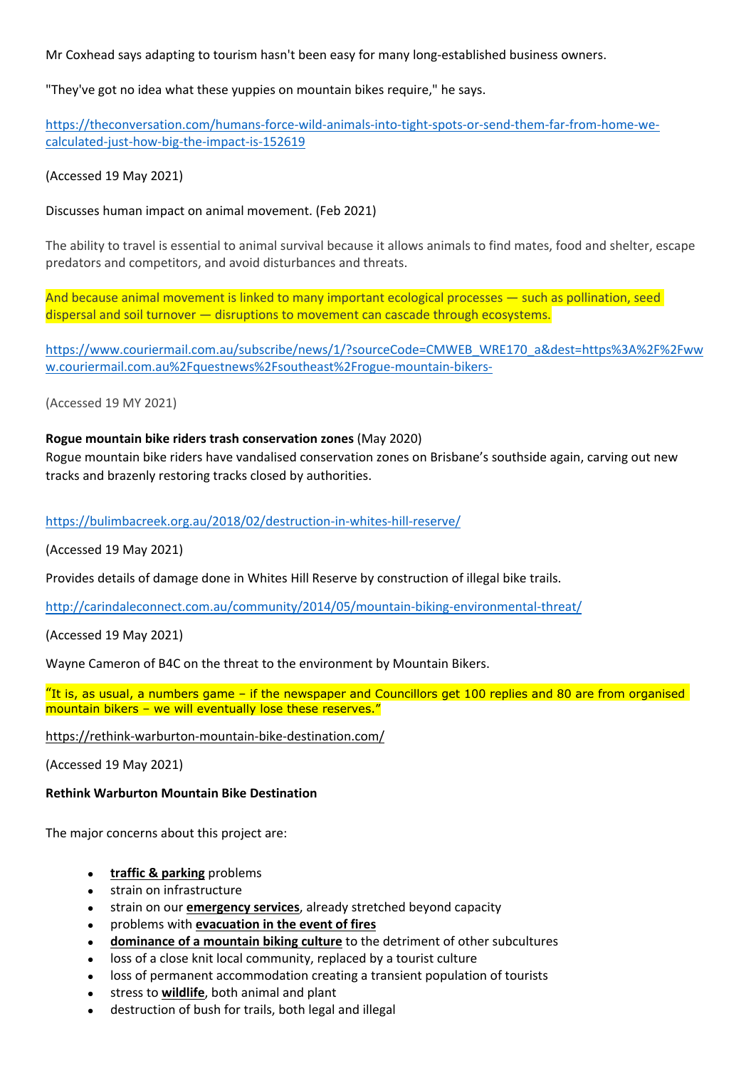Mr Coxhead says adapting to tourism hasn't been easy for many long-established business owners.

"They've got no idea what these yuppies on mountain bikes require," he says.

https://theconversation.com/humans-force-wild-animals-into-tight-spots-or-send-them-far-from-home-we-calculated-just-how-big-the-impact-is-152619

(Accessed 19 May 2021)

Discusses human impact on animal movement. (Feb 2021)

The ability to travel is essential to animal survival because it allows animals to find mates, food and shelter, escape predators and competitors, and avoid disturbances and threats.

And because animal movement is linked to many important ecological processes — such as pollination, seed dispersal and soil turnover — disruptions to movement can cascade through ecosystems.

https://www.couriermail.com.au/subscribe/news/1/?sourceCode=CMWEB_WRE170_a&dest=https%3A%2F%2Fwww.couriermail.com.au%2Fquestnews%2Fsoutheast%2Frogue-mountain-bikers-

(Accessed 19 MY 2021)

**Rogue mountain bike riders trash conservation zones** (May 2020)
Rogue mountain bike riders have vandalised conservation zones on Brisbane's southside again, carving out new tracks and brazenly restoring tracks closed by authorities.

https://bulimbacreek.org.au/2018/02/destruction-in-whites-hill-reserve/

(Accessed 19 May 2021)

Provides details of damage done in Whites Hill Reserve by construction of illegal bike trails.

http://carindaleconnect.com.au/community/2014/05/mountain-biking-environmental-threat/

(Accessed 19 May 2021)

Wayne Cameron of B4C on the threat to the environment by Mountain Bikers.

"It is, as usual, a numbers game – if the newspaper and Councillors get 100 replies and 80 are from organised mountain bikers – we will eventually lose these reserves."

https://rethink-warburton-mountain-bike-destination.com/

(Accessed 19 May 2021)

**Rethink Warburton Mountain Bike Destination**

The major concerns about this project are:

- **traffic & parking** problems
- strain on infrastructure
- strain on our **emergency services**, already stretched beyond capacity
- problems with **evacuation in the event of fires**
- **dominance of a mountain biking culture** to the detriment of other subcultures
- loss of a close knit local community, replaced by a tourist culture
- loss of permanent accommodation creating a transient population of tourists
- stress to **wildlife**, both animal and plant
- destruction of bush for trails, both legal and illegal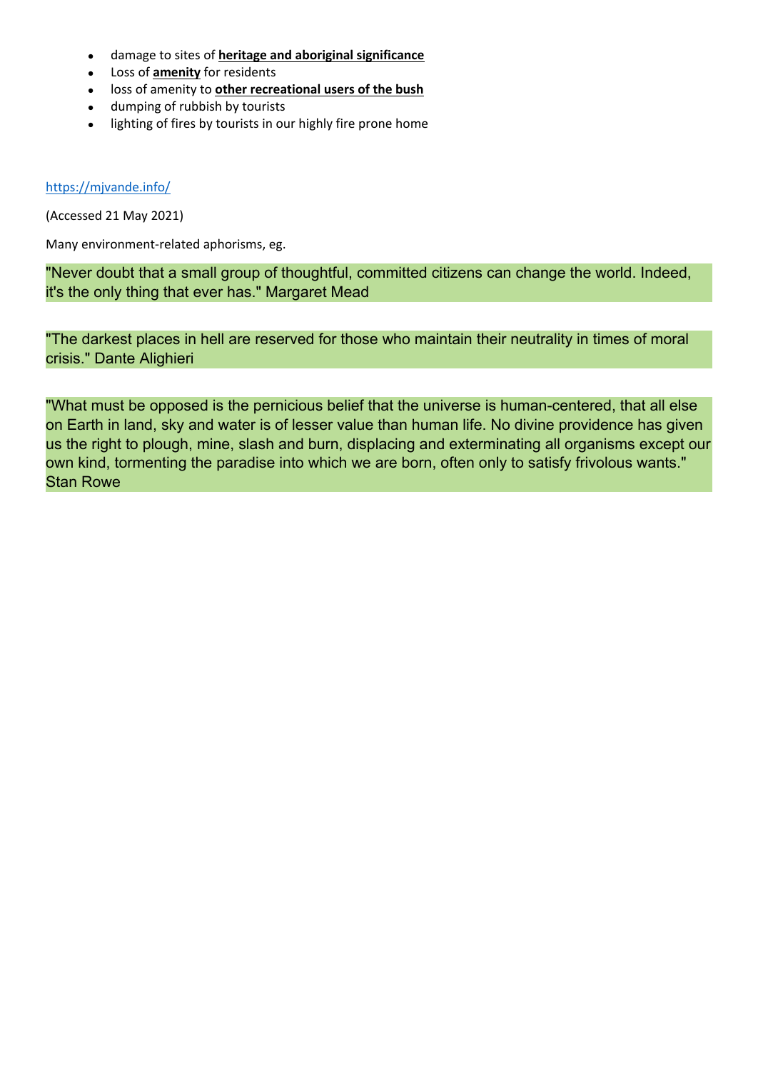- damage to sites of **heritage and aboriginal significance**
- Loss of **amenity** for residents
- loss of amenity to **other recreational users of the bush**
- dumping of rubbish by tourists
- lighting of fires by tourists in our highly fire prone home

https://mjvande.info/

(Accessed 21 May 2021)

Many environment-related aphorisms, eg.

"Never doubt that a small group of thoughtful, committed citizens can change the world. Indeed, it's the only thing that ever has." Margaret Mead

"The darkest places in hell are reserved for those who maintain their neutrality in times of moral crisis." Dante Alighieri

"What must be opposed is the pernicious belief that the universe is human-centered, that all else on Earth in land, sky and water is of lesser value than human life. No divine providence has given us the right to plough, mine, slash and burn, displacing and exterminating all organisms except our own kind, tormenting the paradise into which we are born, often only to satisfy frivolous wants." Stan Rowe